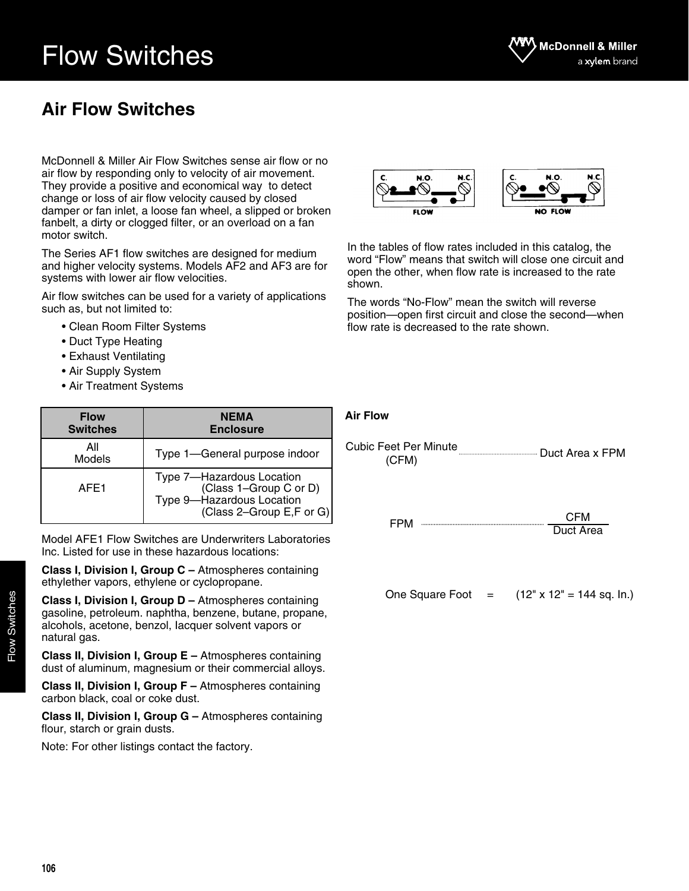# Flow Switches

## Air Flow Switches

McDonnell & Miller Air Flow Switches sense air flow or no air flow by responding only to velocity of air movement. They provide a positive and economical way to detect change or loss of air flow velocity caused by closed damper or fan inlet, a loose fan wheel, a slipped or broken fanbelt, a dirty or clogged filter, or an overload on a fan motor switch.

The Series AF1 flow switches are designed for medium and higher velocity systems. Models AF2 and AF3 are for systems with lower air flow velocities.

Air flow switches can be used for a variety of applications such as, but not limited to:

- Clean Room Filter Systems
- Duct Type Heating
- Exhaust Ventilating
- Air Supply System
- Air Treatment Systems

C. N.O. N.C.
FLOW

C. N.O. N.C.
NO FLOW

In the tables of flow rates included in this catalog, the word “Flow” means that switch will close one circuit and open the other, when flow rate is increased to the rate shown.

The words “No-Flow” mean the switch will reverse position—open first circuit and close the second—when flow rate is decreased to the rate shown.

| Flow Switches | NEMA Enclosure |
|---|---|
| All Models | Type 1—General purpose indoor |
| AFE1 | Type 7—Hazardous Location (Class 1–Group C or D)<br>Type 9—Hazardous Location (Class 2–Group E,F or G) |

Model AFE1 Flow Switches are Underwriters Laboratories Inc. Listed for use in these hazardous locations:

**Class I, Division I, Group C –** Atmospheres containing ethylether vapors, ethylene or cyclopropane.

**Class I, Division I, Group D –** Atmospheres containing gasoline, petroleum. naphtha, benzene, butane, propane, alcohols, acetone, benzol, lacquer solvent vapors or natural gas.

**Class II, Division I, Group E –** Atmospheres containing dust of aluminum, magnesium or their commercial alloys.

**Class II, Division I, Group F –** Atmospheres containing carbon black, coal or coke dust.

**Class II, Division I, Group G –** Atmospheres containing flour, starch or grain dusts.

Note: For other listings contact the factory.

**Air Flow**

Cubic Feet Per Minute (CFM) ........ Duct Area x FPM

$$\text{FPM} = \frac{\text{CFM}}{\text{Duct Area}}$$

One Square Foot = (12" x 12" = 144 sq. In.)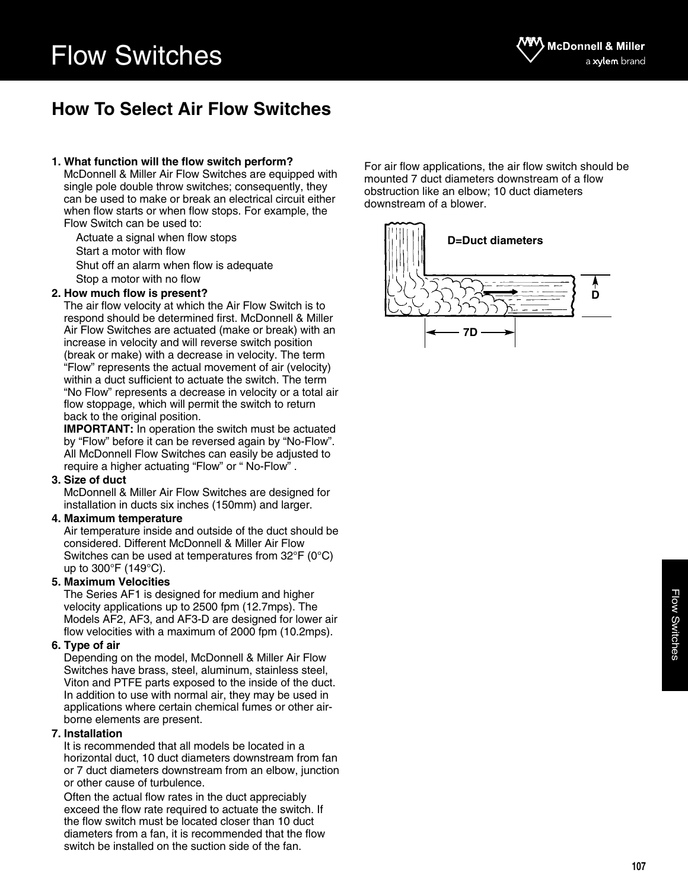# Flow Switches

## How To Select Air Flow Switches

**1. What function will the flow switch perform?**
McDonnell & Miller Air Flow Switches are equipped with single pole double throw switches; consequently, they can be used to make or break an electrical circuit either when flow starts or when flow stops. For example, the Flow Switch can be used to:

Actuate a signal when flow stops
Start a motor with flow
Shut off an alarm when flow is adequate
Stop a motor with no flow

**2. How much flow is present?**
The air flow velocity at which the Air Flow Switch is to respond should be determined first. McDonnell & Miller Air Flow Switches are actuated (make or break) with an increase in velocity and will reverse switch position (break or make) with a decrease in velocity. The term "Flow" represents the actual movement of air (velocity) within a duct sufficient to actuate the switch. The term "No Flow" represents a decrease in velocity or a total air flow stoppage, which will permit the switch to return back to the original position.
**IMPORTANT:** In operation the switch must be actuated by "Flow" before it can be reversed again by "No-Flow". All McDonnell Flow Switches can easily be adjusted to require a higher actuating "Flow" or " No-Flow" .

**3. Size of duct**
McDonnell & Miller Air Flow Switches are designed for installation in ducts six inches (150mm) and larger.

**4. Maximum temperature**
Air temperature inside and outside of the duct should be considered. Different McDonnell & Miller Air Flow Switches can be used at temperatures from 32°F (0°C) up to 300°F (149°C).

**5. Maximum Velocities**
The Series AF1 is designed for medium and higher velocity applications up to 2500 fpm (12.7mps). The Models AF2, AF3, and AF3-D are designed for lower air flow velocities with a maximum of 2000 fpm (10.2mps).

**6. Type of air**
Depending on the model, McDonnell & Miller Air Flow Switches have brass, steel, aluminum, stainless steel, Viton and PTFE parts exposed to the inside of the duct. In addition to use with normal air, they may be used in applications where certain chemical fumes or other air-borne elements are present.

**7. Installation**
It is recommended that all models be located in a horizontal duct, 10 duct diameters downstream from fan or 7 duct diameters downstream from an elbow, junction or other cause of turbulence.

Often the actual flow rates in the duct appreciably exceed the flow rate required to actuate the switch. If the flow switch must be located closer than 10 duct diameters from a fan, it is recommended that the flow switch be installed on the suction side of the fan.

For air flow applications, the air flow switch should be mounted 7 duct diameters downstream of a flow obstruction like an elbow; 10 duct diameters downstream of a blower.

D=Duct diameters

D

7D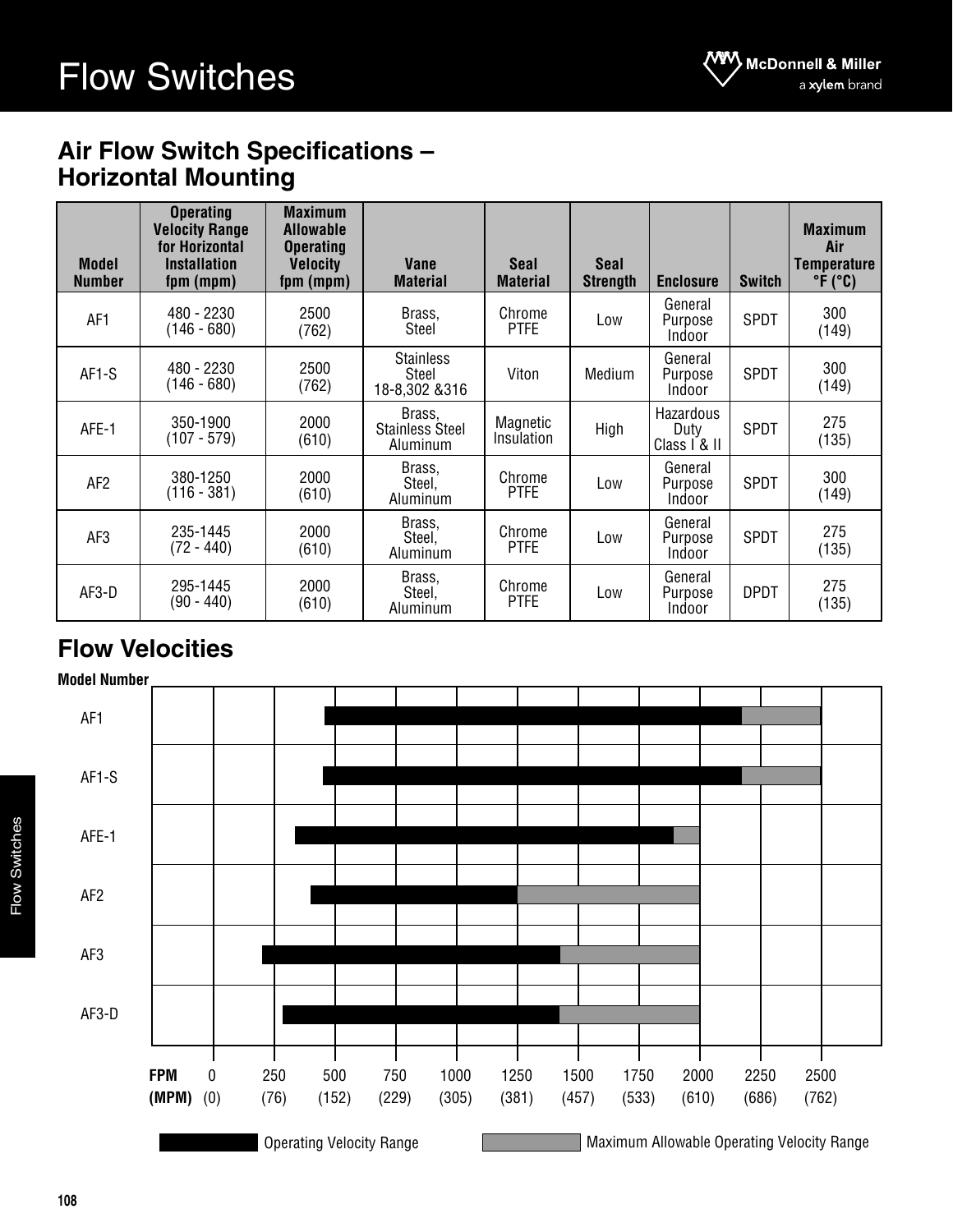# Flow Switches

## Air Flow Switch Specifications – Horizontal Mounting

| Model Number | Operating Velocity Range for Horizontal Installation fpm (mpm) | Maximum Allowable Operating Velocity fpm (mpm) | Vane Material | Seal Material | Seal Strength | Enclosure | Switch | Maximum Air Temperature °F (°C) |
|---|---|---|---|---|---|---|---|---|
| AF1 | 480 - 2230 (146 - 680) | 2500 (762) | Brass, Steel | Chrome PTFE | Low | General Purpose Indoor | SPDT | 300 (149) |
| AF1-S | 480 - 2230 (146 - 680) | 2500 (762) | Stainless Steel 18-8,302 &316 | Viton | Medium | General Purpose Indoor | SPDT | 300 (149) |
| AFE-1 | 350-1900 (107 - 579) | 2000 (610) | Brass, Stainless Steel Aluminum | Magnetic Insulation | High | Hazardous Duty Class I & II | SPDT | 275 (135) |
| AF2 | 380-1250 (116 - 381) | 2000 (610) | Brass, Steel, Aluminum | Chrome PTFE | Low | General Purpose Indoor | SPDT | 300 (149) |
| AF3 | 235-1445 (72 - 440) | 2000 (610) | Brass, Steel, Aluminum | Chrome PTFE | Low | General Purpose Indoor | SPDT | 275 (135) |
| AF3-D | 295-1445 (90 - 440) | 2000 (610) | Brass, Steel, Aluminum | Chrome PTFE | Low | General Purpose Indoor | DPDT | 275 (135) |

## Flow Velocities

Model Number

AF1

AF1-S

AFE-1

AF2

AF3

AF3-D

FPM 0 250 500 750 1000 1250 1500 1750 2000 2250 2500

(MPM) (0) (76) (152) (229) (305) (381) (457) (533) (610) (686) (762)

Operating Velocity Range

Maximum Allowable Operating Velocity Range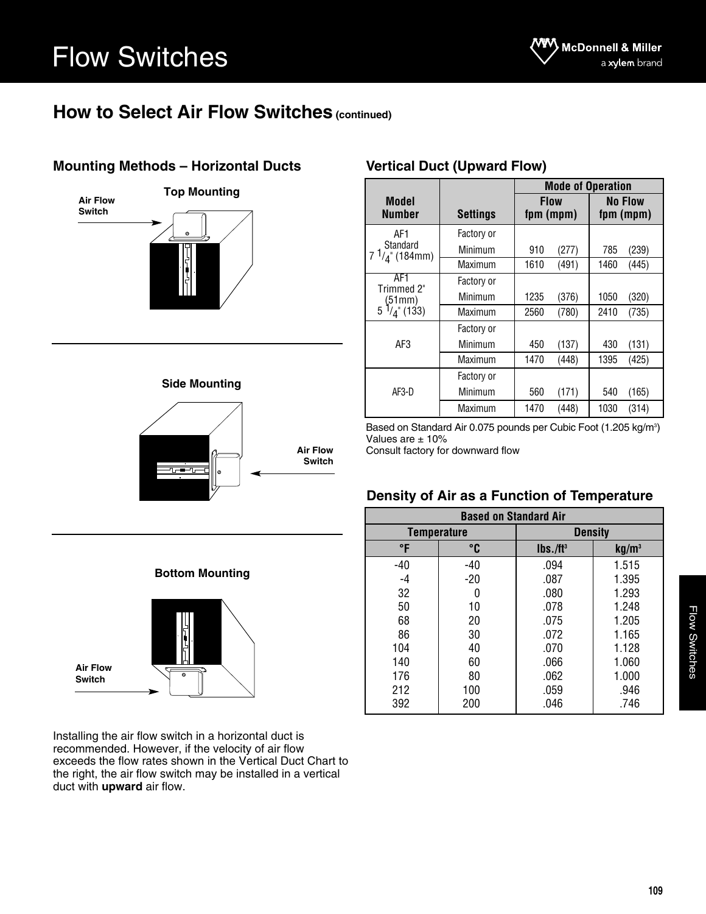# Flow Switches

## How to Select Air Flow Switches (continued)

### Mounting Methods – Horizontal Ducts

Top Mounting

Air Flow Switch

Side Mounting

Air Flow Switch

Bottom Mounting

Air Flow Switch

Installing the air flow switch in a horizontal duct is recommended. However, if the velocity of air flow exceeds the flow rates shown in the Vertical Duct Chart to the right, the air flow switch may be installed in a vertical duct with **upward** air flow.

### Vertical Duct (Upward Flow)

| Model Number | Settings | Mode of Operation: Flow fpm (mpm) | Mode of Operation: No Flow fpm (mpm) |
|---|---|---|---|
| AF1 Standard 7 1/4" (184mm) | Factory or Minimum | 910 (277) | 785 (239) |
| | Maximum | 1610 (491) | 1460 (445) |
| AF1 Trimmed 2" (51mm) 5 1/4" (133) | Factory or Minimum | 1235 (376) | 1050 (320) |
| | Maximum | 2560 (780) | 2410 (735) |
| AF3 | Factory or Minimum | 450 (137) | 430 (131) |
| | Maximum | 1470 (448) | 1395 (425) |
| AF3-D | Factory or Minimum | 560 (171) | 540 (165) |
| | Maximum | 1470 (448) | 1030 (314) |

Based on Standard Air 0.075 pounds per Cubic Foot (1.205 kg/m$^3$)
Values are ± 10%
Consult factory for downward flow

### Density of Air as a Function of Temperature

| Based on Standard Air | | | |
|---|---|---|---|
| **Temperature** | | **Density** | |
| **°F** | **°C** | **lbs./ft$^3$** | **kg/m$^3$** |
| -40 | -40 | .094 | 1.515 |
| -4 | -20 | .087 | 1.395 |
| 32 | 0 | .080 | 1.293 |
| 50 | 10 | .078 | 1.248 |
| 68 | 20 | .075 | 1.205 |
| 86 | 30 | .072 | 1.165 |
| 104 | 40 | .070 | 1.128 |
| 140 | 60 | .066 | 1.060 |
| 176 | 80 | .062 | 1.000 |
| 212 | 100 | .059 | .946 |
| 392 | 200 | .046 | .746 |